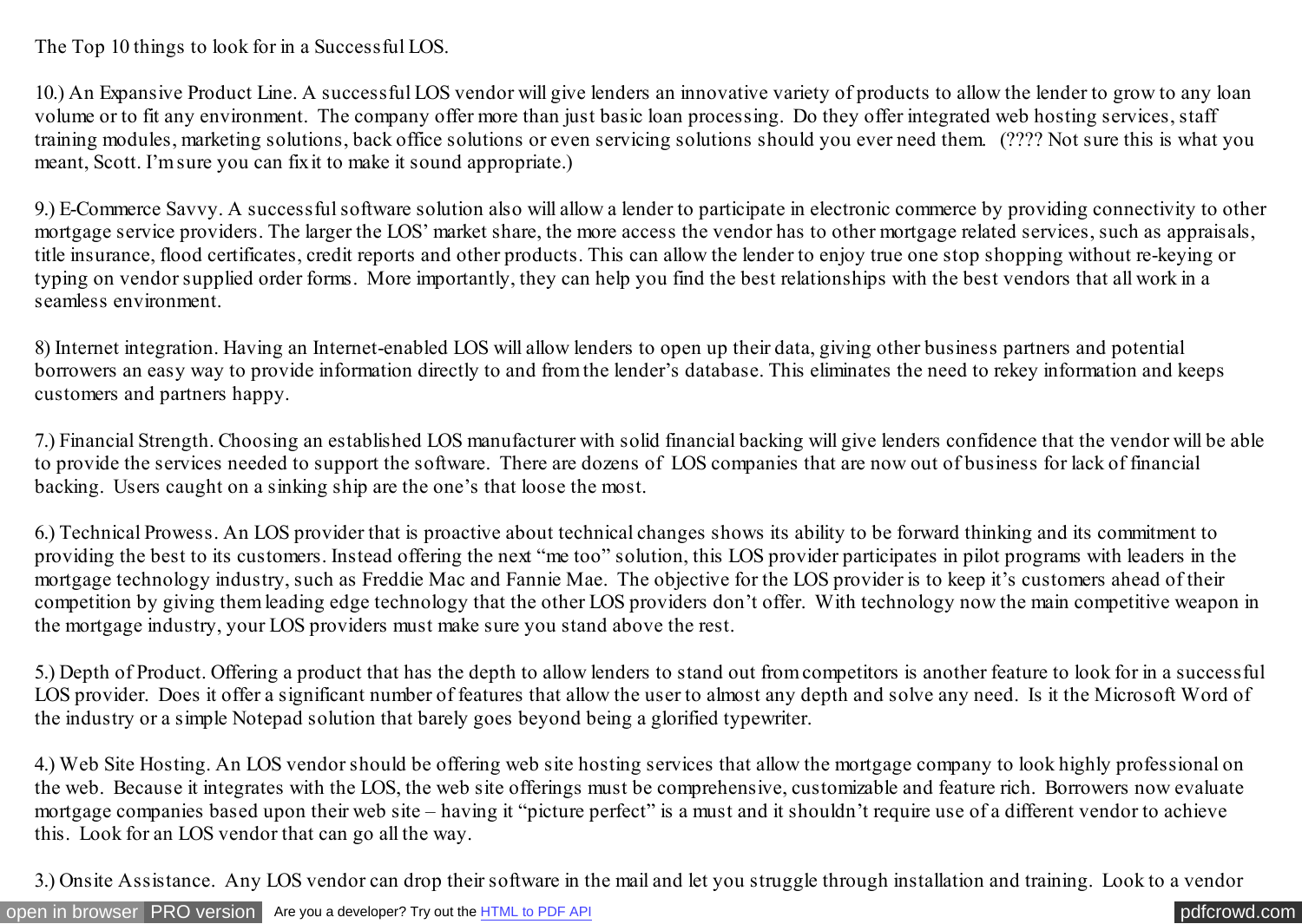The Top 10 things to look for in a Successful LOS.

10.) An Expansive Product Line. A successful LOS vendor will give lenders an innovative variety of products to allow the lender to grow to any loan volume or to fit any environment. The company offer more than just basic loan processing. Do they offer integrated web hosting services, staff training modules, marketing solutions, back office solutions or even servicing solutions should you ever need them. (???? Not sure this is what you meant, Scott. I'm sure you can fix it to make it sound appropriate.)

9.) E-Commerce Savvy. A successful software solution also will allow a lender to participate in electronic commerce by providing connectivity to other mortgage service providers. The larger the LOS' market share, the more access the vendor has to other mortgage related services, such as appraisals, title insurance, flood certificates, credit reports and other products. This can allow the lender to enjoy true one stop shopping without re-keying or typing on vendor supplied order forms. More importantly, they can help you find the best relationships with the best vendors that all work in a seamless environment.

8) Internet integration. Having an Internet-enabled LOS will allow lenders to open up their data, giving other business partners and potential borrowers an easy way to provide information directly to and from the lender's database. This eliminates the need to rekey information and keeps customers and partners happy.

7.) Financial Strength. Choosing an established LOS manufacturer with solid financial backing will give lenders confidence that the vendor will be able to provide the services needed to support the software. There are dozens of LOS companies that are now out of business for lack of financial backing. Users caught on a sinking ship are the one's that loose the most.

6.) Technical Prowess. An LOS provider that is proactive about technical changes shows its ability to be forward thinking and its commitment to providing the best to its customers. Instead offering the next "me too" solution, this LOS provider participates in pilot programs with leaders in the mortgage technology industry, such as Freddie Mac and Fannie Mae. The objective for the LOS provider is to keep it's customers ahead of their competition by giving them leading edge technology that the other LOS providers don't offer. With technology now the main competitive weapon in the mortgage industry, your LOS providers must make sure you stand above the rest.

5.) Depth of Product. Offering a product that has the depth to allow lenders to stand out from competitors is another feature to look for in a successful LOS provider. Does it offer a significant number of features that allow the user to almost any depth and solve any need. Is it the Microsoft Word of the industry or a simple Notepad solution that barely goes beyond being a glorified typewriter.

4.) Web Site Hosting. An LOS vendor should be offering web site hosting services that allow the mortgage company to look highly professional on the web. Because it integrates with the LOS, the web site offerings must be comprehensive, customizable and feature rich. Borrowers now evaluate mortgage companies based upon their web site – having it "picture perfect" is a must and it shouldn't require use of a different vendor to achieve this. Look for an LOS vendor that can go all the way.

3.) Onsite Assistance. Any LOS vendor can drop their software in the mail and let you struggle through installation and training. Look to a vendor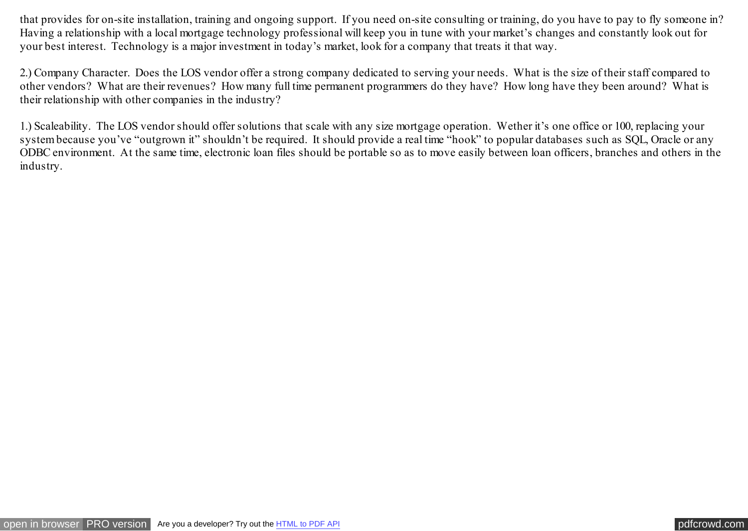that provides for on-site installation, training and ongoing support. If you need on-site consulting or training, do you have to pay to fly someone in? Having a relationship with a local mortgage technology professional will keep you in tune with your market's changes and constantly look out for your best interest. Technology is a major investment in today's market, look for a company that treats it that way.

2.) Company Character. Does the LOS vendor offer a strong company dedicated to serving your needs. What is the size of their staff compared to other vendors? What are their revenues? How many full time permanent programmers do they have? How long have they been around? What is their relationship with other companies in the industry?

1.) Scaleability. The LOS vendor should offer solutions that scale with any size mortgage operation. Wether it's one office or 100, replacing your system because you've "outgrown it" shouldn't be required. It should provide a real time "hook" to popular databases such as SQL, Oracle or any ODBC environment. At the same time, electronic loan files should be portable so as to move easily between loan officers, branches and others in the industry.